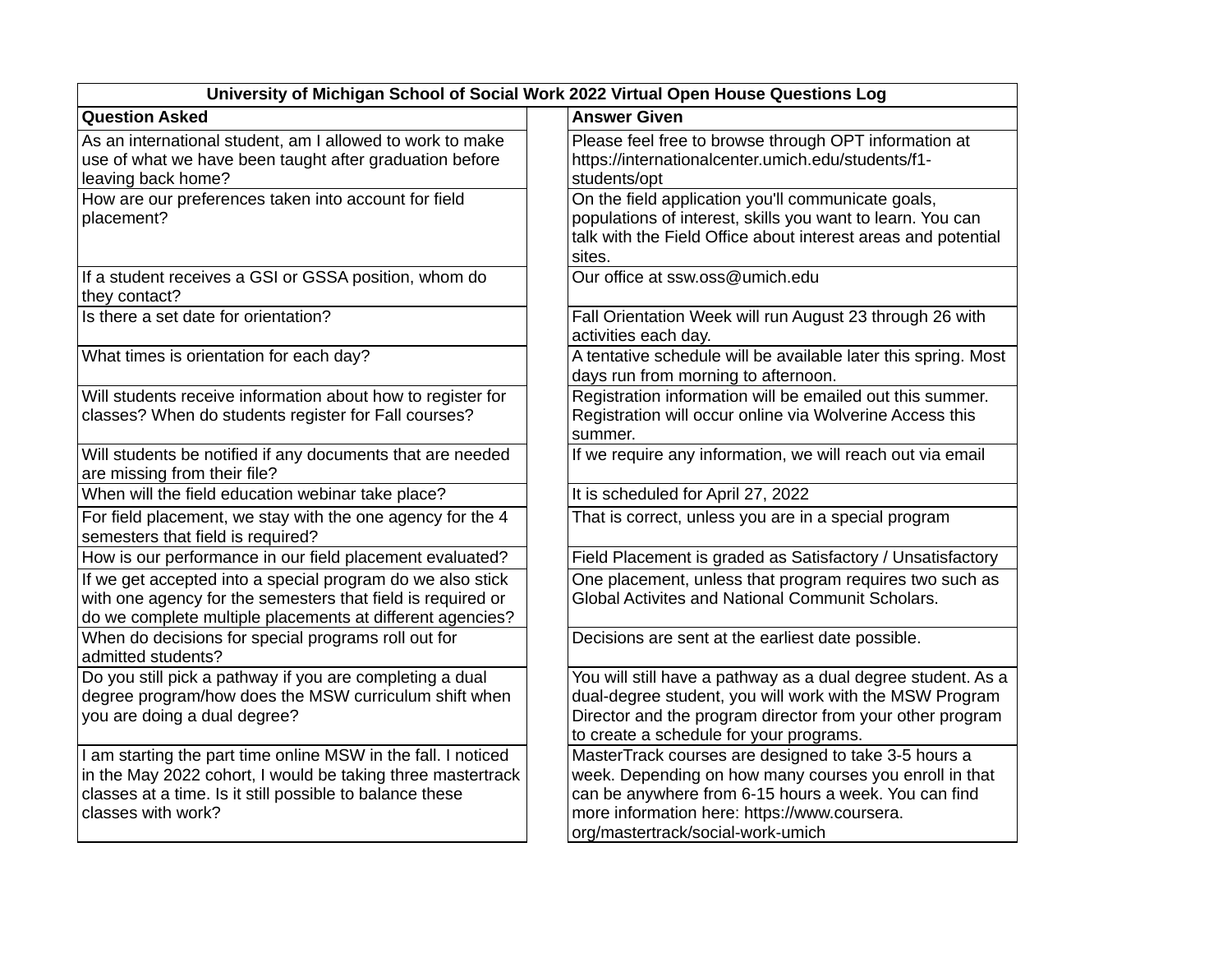| University of Michigan School of Social Work 2022 Virtual Open House Questions Log | |
|---|---|
| **Question Asked** | **Answer Given** |
| As an international student, am I allowed to work to make use of what we have been taught after graduation before leaving back home? | Please feel free to browse through OPT information at https://internationalcenter.umich.edu/students/f1-students/opt |
| How are our preferences taken into account for field placement? | On the field application you'll communicate goals, populations of interest, skills you want to learn. You can talk with the Field Office about interest areas and potential sites. |
| If a student receives a GSI or GSSA position, whom do they contact? | Our office at ssw.oss@umich.edu |
| Is there a set date for orientation? | Fall Orientation Week will run August 23 through 26 with activities each day. |
| What times is orientation for each day? | A tentative schedule will be available later this spring. Most days run from morning to afternoon. |
| Will students receive information about how to register for classes? When do students register for Fall courses? | Registration information will be emailed out this summer. Registration will occur online via Wolverine Access this summer. |
| Will students be notified if any documents that are needed are missing from their file? | If we require any information, we will reach out via email |
| When will the field education webinar take place? | It is scheduled for April 27, 2022 |
| For field placement, we stay with the one agency for the 4 semesters that field is required? | That is correct, unless you are in a special program |
| How is our performance in our field placement evaluated? | Field Placement is graded as Satisfactory / Unsatisfactory |
| If we get accepted into a special program do we also stick with one agency for the semesters that field is required or do we complete multiple placements at different agencies? | One placement, unless that program requires two such as Global Activites and National Communit Scholars. |
| When do decisions for special programs roll out for admitted students? | Decisions are sent at the earliest date possible. |
| Do you still pick a pathway if you are completing a dual degree program/how does the MSW curriculum shift when you are doing a dual degree? | You will still have a pathway as a dual degree student. As a dual-degree student, you will work with the MSW Program Director and the program director from your other program to create a schedule for your programs. |
| I am starting the part time online MSW in the fall. I noticed in the May 2022 cohort, I would be taking three mastertrack classes at a time. Is it still possible to balance these classes with work? | MasterTrack courses are designed to take 3-5 hours a week. Depending on how many courses you enroll in that can be anywhere from 6-15 hours a week. You can find more information here: https://www.coursera.org/mastertrack/social-work-umich |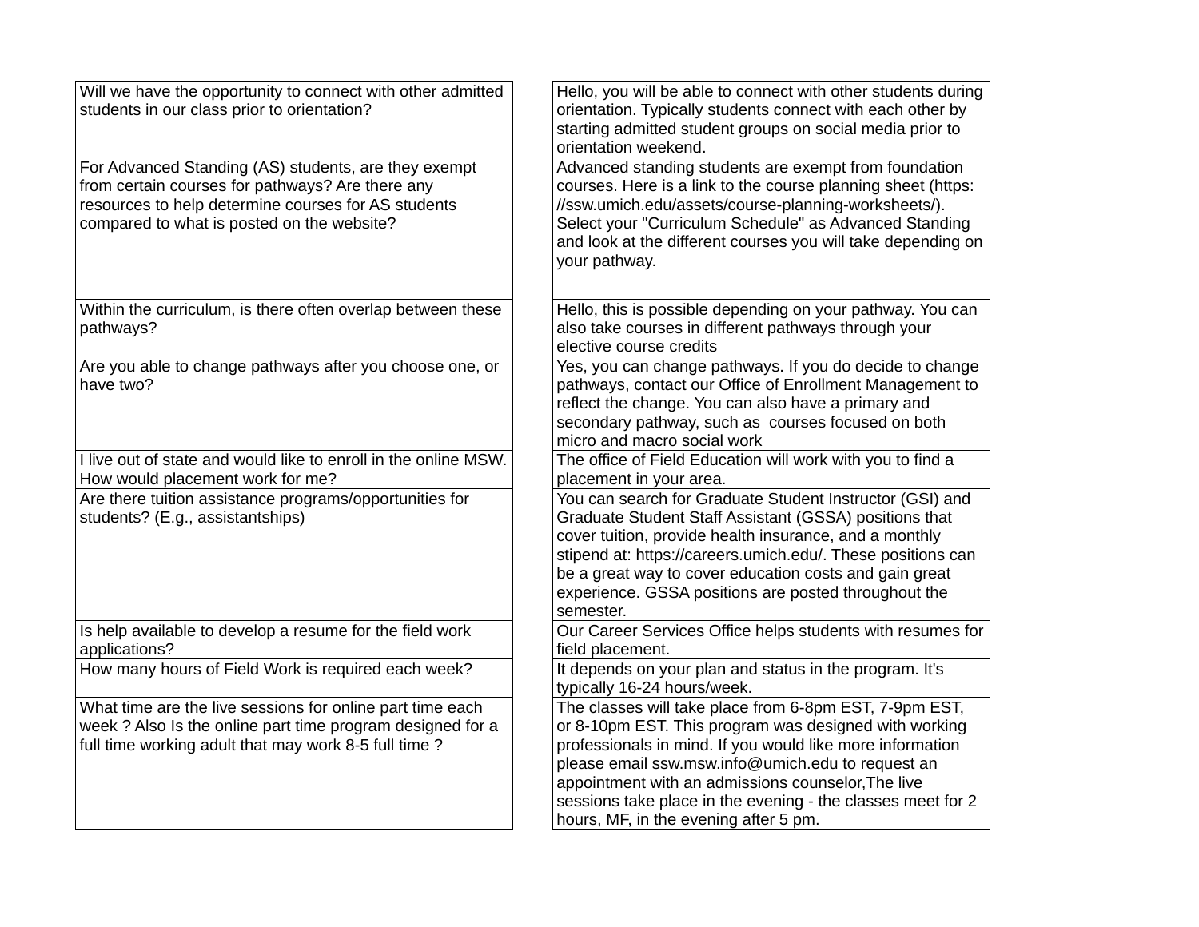| | |
|---|---|
| Will we have the opportunity to connect with other admitted students in our class prior to orientation? | Hello, you will be able to connect with other students during orientation. Typically students connect with each other by starting admitted student groups on social media prior to orientation weekend. |
| For Advanced Standing (AS) students, are they exempt from certain courses for pathways? Are there any resources to help determine courses for AS students compared to what is posted on the website? | Advanced standing students are exempt from foundation courses. Here is a link to the course planning sheet (https://ssw.umich.edu/assets/course-planning-worksheets/). Select your "Curriculum Schedule" as Advanced Standing and look at the different courses you will take depending on your pathway. |
| Within the curriculum, is there often overlap between these pathways? | Hello, this is possible depending on your pathway. You can also take courses in different pathways through your elective course credits |
| Are you able to change pathways after you choose one, or have two? | Yes, you can change pathways. If you do decide to change pathways, contact our Office of Enrollment Management to reflect the change. You can also have a primary and secondary pathway, such as courses focused on both micro and macro social work |
| I live out of state and would like to enroll in the online MSW. How would placement work for me? | The office of Field Education will work with you to find a placement in your area. |
| Are there tuition assistance programs/opportunities for students? (E.g., assistantships) | You can search for Graduate Student Instructor (GSI) and Graduate Student Staff Assistant (GSSA) positions that cover tuition, provide health insurance, and a monthly stipend at: https://careers.umich.edu/. These positions can be a great way to cover education costs and gain great experience. GSSA positions are posted throughout the semester. |
| Is help available to develop a resume for the field work applications? | Our Career Services Office helps students with resumes for field placement. |
| How many hours of Field Work is required each week? | It depends on your plan and status in the program. It's typically 16-24 hours/week. |
| What time are the live sessions for online part time each week ? Also Is the online part time program designed for a full time working adult that may work 8-5 full time ? | The classes will take place from 6-8pm EST, 7-9pm EST, or 8-10pm EST. This program was designed with working professionals in mind. If you would like more information please email ssw.msw.info@umich.edu to request an appointment with an admissions counselor,The live sessions take place in the evening - the classes meet for 2 hours, MF, in the evening after 5 pm. |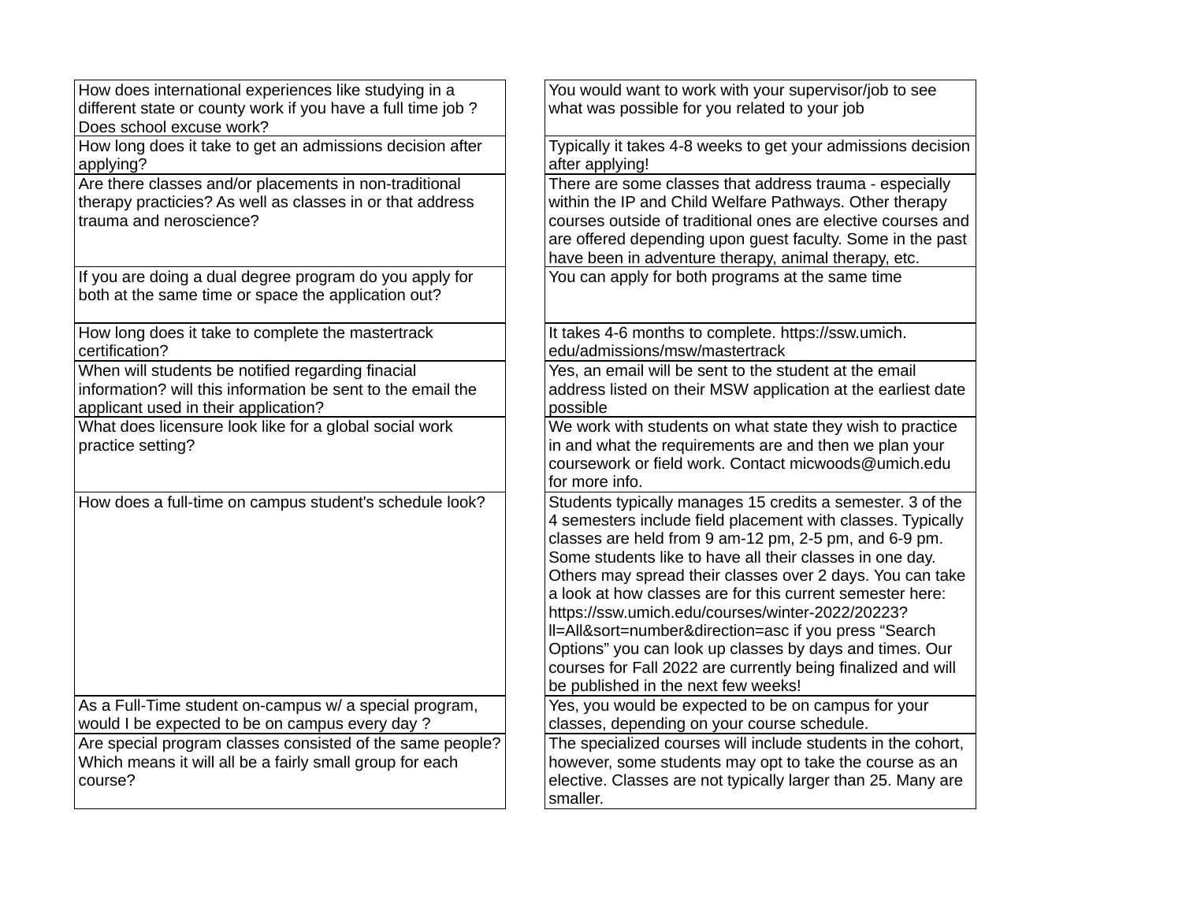| | |
|---|---|
| How does international experiences like studying in a different state or county work if you have a full time job ? Does school excuse work? | You would want to work with your supervisor/job to see what was possible for you related to your job |
| How long does it take to get an admissions decision after applying? | Typically it takes 4-8 weeks to get your admissions decision after applying! |
| Are there classes and/or placements in non-traditional therapy practicies? As well as classes in or that address trauma and neroscience? | There are some classes that address trauma - especially within the IP and Child Welfare Pathways. Other therapy courses outside of traditional ones are elective courses and are offered depending upon guest faculty. Some in the past have been in adventure therapy, animal therapy, etc. |
| If you are doing a dual degree program do you apply for both at the same time or space the application out? | You can apply for both programs at the same time |
| How long does it take to complete the mastertrack certification? | It takes 4-6 months to complete. https://ssw.umich.edu/admissions/msw/mastertrack |
| When will students be notified regarding finacial information? will this information be sent to the email the applicant used in their application? | Yes, an email will be sent to the student at the email address listed on their MSW application at the earliest date possible |
| What does licensure look like for a global social work practice setting? | We work with students on what state they wish to practice in and what the requirements are and then we plan your coursework or field work. Contact micwoods@umich.edu for more info. |
| How does a full-time on campus student's schedule look? | Students typically manages 15 credits a semester. 3 of the 4 semesters include field placement with classes. Typically classes are held from 9 am-12 pm, 2-5 pm, and 6-9 pm. Some students like to have all their classes in one day. Others may spread their classes over 2 days. You can take a look at how classes are for this current semester here: https://ssw.umich.edu/courses/winter-2022/20223?ll=All&sort=number&direction=asc if you press "Search Options" you can look up classes by days and times. Our courses for Fall 2022 are currently being finalized and will be published in the next few weeks! |
| As a Full-Time student on-campus w/ a special program, would I be expected to be on campus every day ? | Yes, you would be expected to be on campus for your classes, depending on your course schedule. |
| Are special program classes consisted of the same people? Which means it will all be a fairly small group for each course? | The specialized courses will include students in the cohort, however, some students may opt to take the course as an elective. Classes are not typically larger than 25. Many are smaller. |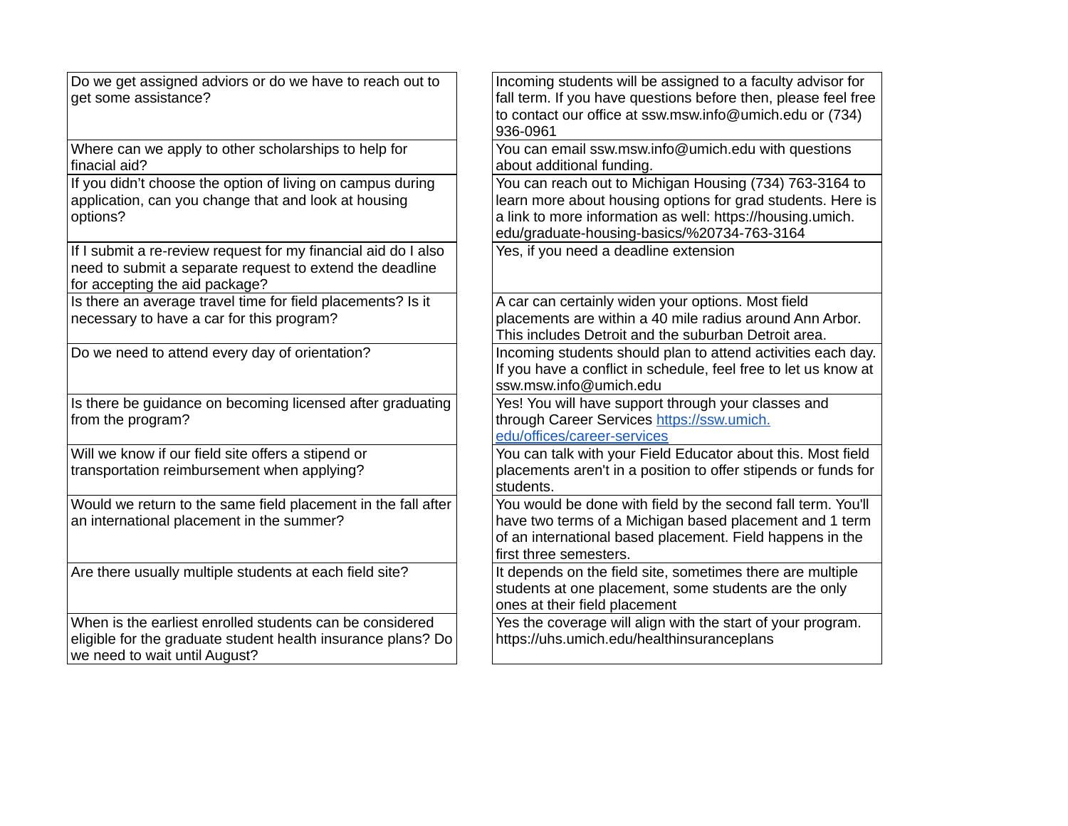| | |
|---|---|
| Do we get assigned advisors or do we have to reach out to get some assistance? | Incoming students will be assigned to a faculty advisor for fall term. If you have questions before then, please feel free to contact our office at ssw.msw.info@umich.edu or (734) 936-0961 |
| Where can we apply to other scholarships to help for finacial aid? | You can email ssw.msw.info@umich.edu with questions about additional funding. |
| If you didn't choose the option of living on campus during application, can you change that and look at housing options? | You can reach out to Michigan Housing (734) 763-3164 to learn more about housing options for grad students. Here is a link to more information as well: https://housing.umich.edu/graduate-housing-basics/%20734-763-3164 |
| If I submit a re-review request for my financial aid do I also need to submit a separate request to extend the deadline for accepting the aid package? | Yes, if you need a deadline extension |
| Is there an average travel time for field placements? Is it necessary to have a car for this program? | A car can certainly widen your options. Most field placements are within a 40 mile radius around Ann Arbor. This includes Detroit and the suburban Detroit area. |
| Do we need to attend every day of orientation? | Incoming students should plan to attend activities each day. If you have a conflict in schedule, feel free to let us know at ssw.msw.info@umich.edu |
| Is there be guidance on becoming licensed after graduating from the program? | Yes! You will have support through your classes and through Career Services [https://ssw.umich.edu/offices/career-services](https://ssw.umich.edu/offices/career-services) |
| Will we know if our field site offers a stipend or transportation reimbursement when applying? | You can talk with your Field Educator about this. Most field placements aren't in a position to offer stipends or funds for students. |
| Would we return to the same field placement in the fall after an international placement in the summer? | You would be done with field by the second fall term. You'll have two terms of a Michigan based placement and 1 term of an international based placement. Field happens in the first three semesters. |
| Are there usually multiple students at each field site? | It depends on the field site, sometimes there are multiple students at one placement, some students are the only ones at their field placement |
| When is the earliest enrolled students can be considered eligible for the graduate student health insurance plans? Do we need to wait until August? | Yes the coverage will align with the start of your program. https://uhs.umich.edu/healthinsuranceplans |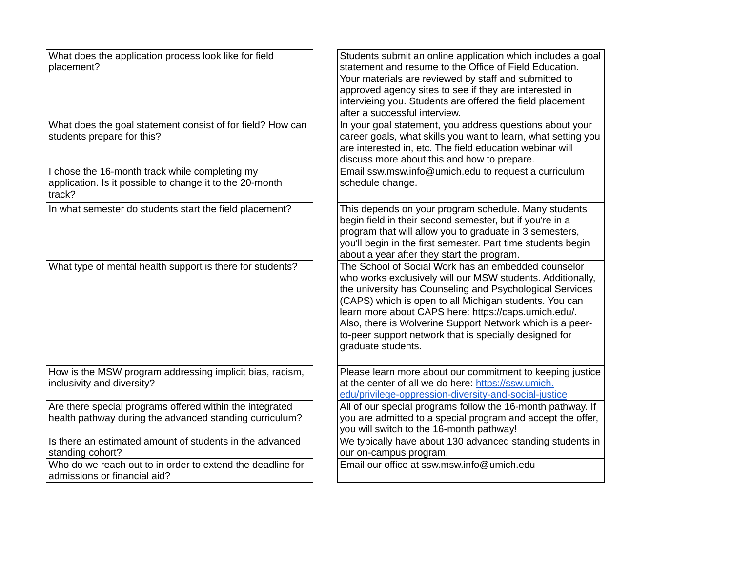| | |
|---|---|
| What does the application process look like for field placement? | Students submit an online application which includes a goal statement and resume to the Office of Field Education. Your materials are reviewed by staff and submitted to approved agency sites to see if they are interested in intervieing you. Students are offered the field placement after a successful interview. |
| What does the goal statement consist of for field? How can students prepare for this? | In your goal statement, you address questions about your career goals, what skills you want to learn, what setting you are interested in, etc. The field education webinar will discuss more about this and how to prepare. |
| I chose the 16-month track while completing my application. Is it possible to change it to the 20-month track? | Email ssw.msw.info@umich.edu to request a curriculum schedule change. |
| In what semester do students start the field placement? | This depends on your program schedule. Many students begin field in their second semester, but if you're in a program that will allow you to graduate in 3 semesters, you'll begin in the first semester. Part time students begin about a year after they start the program. |
| What type of mental health support is there for students? | The School of Social Work has an embedded counselor who works exclusively will our MSW students. Additionally, the university has Counseling and Psychological Services (CAPS) which is open to all Michigan students. You can learn more about CAPS here: https://caps.umich.edu/. Also, there is Wolverine Support Network which is a peer-to-peer support network that is specially designed for graduate students. |
| How is the MSW program addressing implicit bias, racism, inclusivity and diversity? | Please learn more about our commitment to keeping justice at the center of all we do here: [https://ssw.umich.edu/privilege-oppression-diversity-and-social-justice](https://ssw.umich.edu/privilege-oppression-diversity-and-social-justice) |
| Are there special programs offered within the integrated health pathway during the advanced standing curriculum? | All of our special programs follow the 16-month pathway. If you are admitted to a special program and accept the offer, you will switch to the 16-month pathway! |
| Is there an estimated amount of students in the advanced standing cohort? | We typically have about 130 advanced standing students in our on-campus program. |
| Who do we reach out to in order to extend the deadline for admissions or financial aid? | Email our office at ssw.msw.info@umich.edu |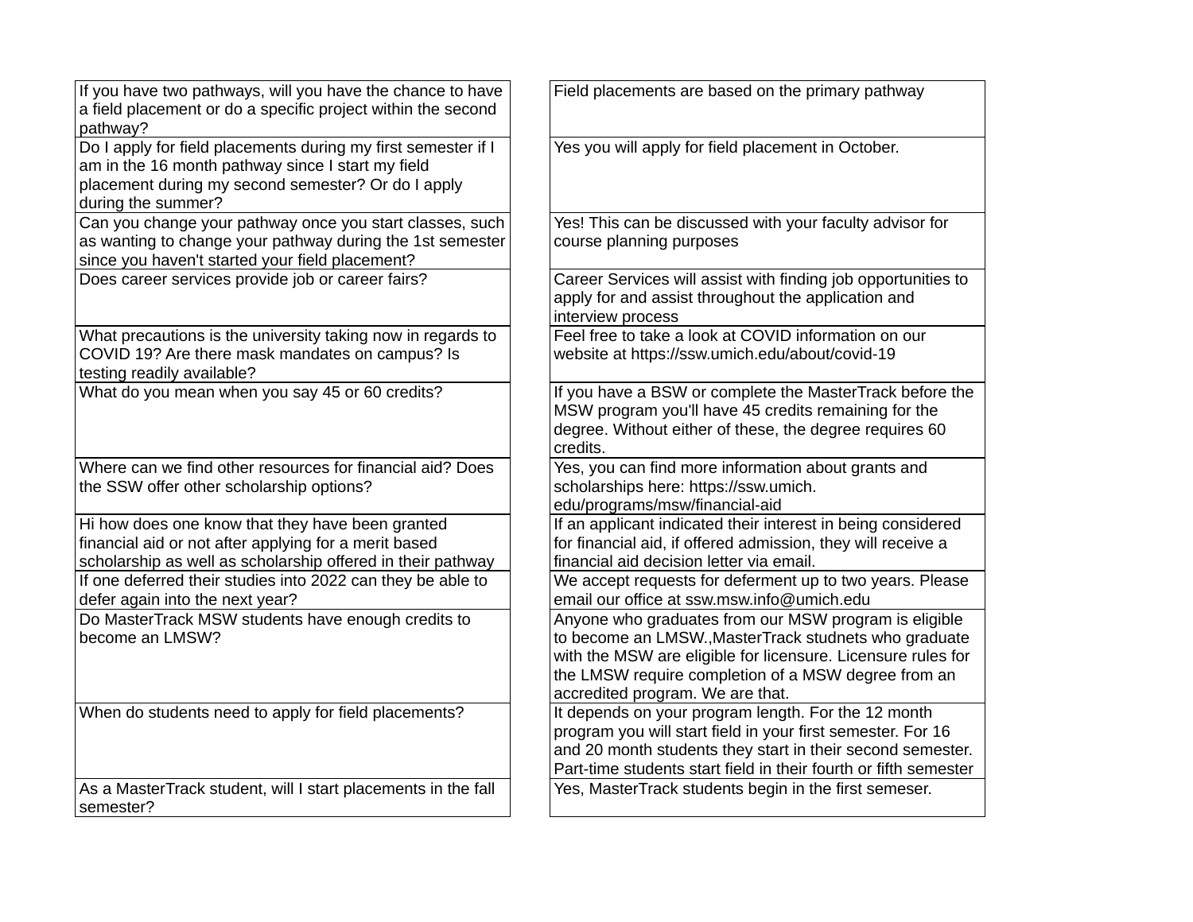| | |
|---|---|
| If you have two pathways, will you have the chance to have a field placement or do a specific project within the second pathway? | Field placements are based on the primary pathway |
| Do I apply for field placements during my first semester if I am in the 16 month pathway since I start my field placement during my second semester? Or do I apply during the summer? | Yes you will apply for field placement in October. |
| Can you change your pathway once you start classes, such as wanting to change your pathway during the 1st semester since you haven't started your field placement? | Yes! This can be discussed with your faculty advisor for course planning purposes |
| Does career services provide job or career fairs? | Career Services will assist with finding job opportunities to apply for and assist throughout the application and interview process |
| What precautions is the university taking now in regards to COVID 19? Are there mask mandates on campus? Is testing readily available? | Feel free to take a look at COVID information on our website at https://ssw.umich.edu/about/covid-19 |
| What do you mean when you say 45 or 60 credits? | If you have a BSW or complete the MasterTrack before the MSW program you'll have 45 credits remaining for the degree. Without either of these, the degree requires 60 credits. |
| Where can we find other resources for financial aid? Does the SSW offer other scholarship options? | Yes, you can find more information about grants and scholarships here: https://ssw.umich.edu/programs/msw/financial-aid |
| Hi how does one know that they have been granted financial aid or not after applying for a merit based scholarship as well as scholarship offered in their pathway | If an applicant indicated their interest in being considered for financial aid, if offered admission, they will receive a financial aid decision letter via email. |
| If one deferred their studies into 2022 can they be able to defer again into the next year? | We accept requests for deferment up to two years. Please email our office at ssw.msw.info@umich.edu |
| Do MasterTrack MSW students have enough credits to become an LMSW? | Anyone who graduates from our MSW program is eligible to become an LMSW.,MasterTrack studnets who graduate with the MSW are eligible for licensure. Licensure rules for the LMSW require completion of a MSW degree from an accredited program. We are that. |
| When do students need to apply for field placements? | It depends on your program length. For the 12 month program you will start field in your first semester. For 16 and 20 month students they start in their second semester. Part-time students start field in their fourth or fifth semester |
| As a MasterTrack student, will I start placements in the fall semester? | Yes, MasterTrack students begin in the first semeser. |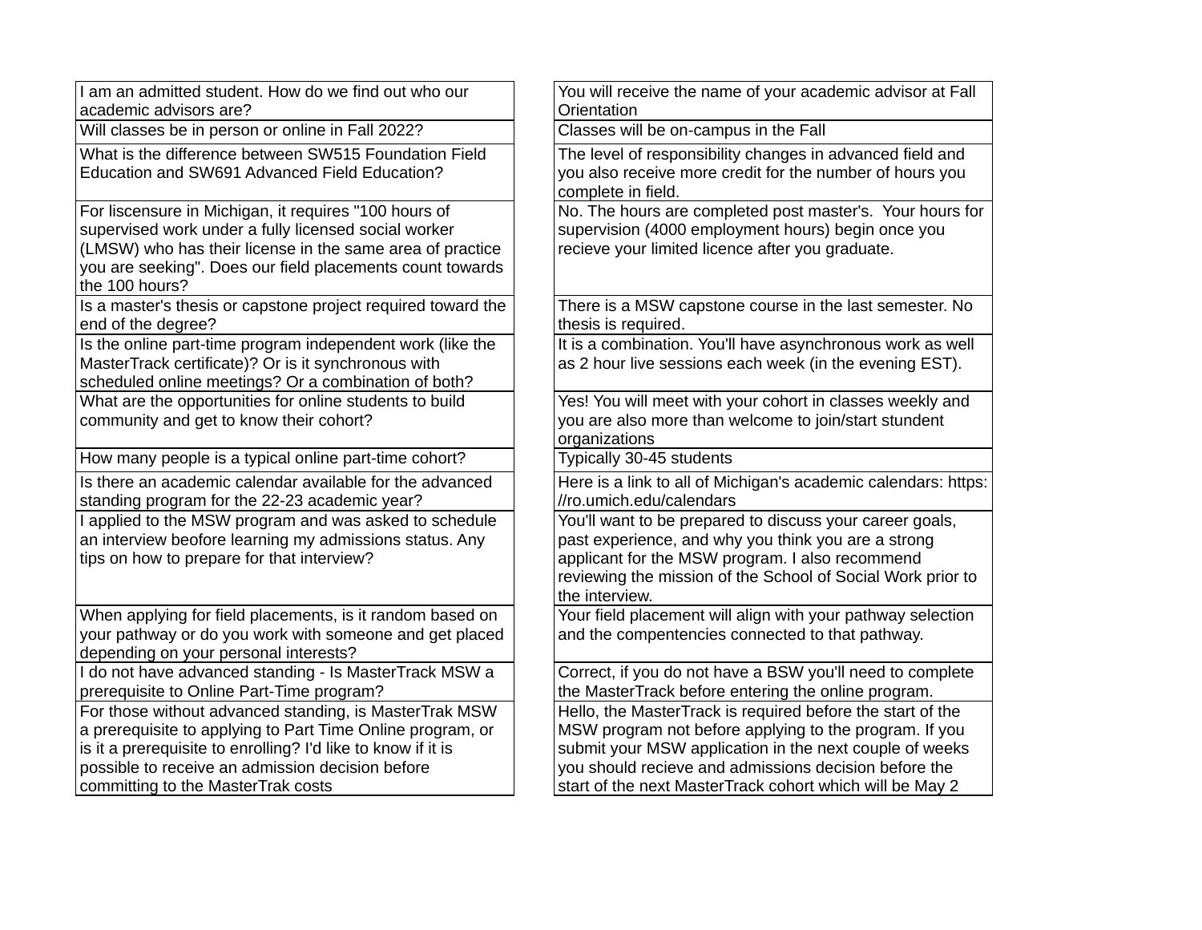| | |
|---|---|
| I am an admitted student. How do we find out who our academic advisors are? | You will receive the name of your academic advisor at Fall Orientation |
| Will classes be in person or online in Fall 2022? | Classes will be on-campus in the Fall |
| What is the difference between SW515 Foundation Field Education and SW691 Advanced Field Education? | The level of responsibility changes in advanced field and you also receive more credit for the number of hours you complete in field. |
| For liscensure in Michigan, it requires "100 hours of supervised work under a fully licensed social worker (LMSW) who has their license in the same area of practice you are seeking". Does our field placements count towards the 100 hours? | No. The hours are completed post master's. Your hours for supervision (4000 employment hours) begin once you recieve your limited licence after you graduate. |
| Is a master's thesis or capstone project required toward the end of the degree? | There is a MSW capstone course in the last semester. No thesis is required. |
| Is the online part-time program independent work (like the MasterTrack certificate)? Or is it synchronous with scheduled online meetings? Or a combination of both? | It is a combination. You'll have asynchronous work as well as 2 hour live sessions each week (in the evening EST). |
| What are the opportunities for online students to build community and get to know their cohort? | Yes! You will meet with your cohort in classes weekly and you are also more than welcome to join/start stundent organizations |
| How many people is a typical online part-time cohort? | Typically 30-45 students |
| Is there an academic calendar available for the advanced standing program for the 22-23 academic year? | Here is a link to all of Michigan's academic calendars: https://ro.umich.edu/calendars |
| I applied to the MSW program and was asked to schedule an interview beofore learning my admissions status. Any tips on how to prepare for that interview? | You'll want to be prepared to discuss your career goals, past experience, and why you think you are a strong applicant for the MSW program. I also recommend reviewing the mission of the School of Social Work prior to the interview. |
| When applying for field placements, is it random based on your pathway or do you work with someone and get placed depending on your personal interests? | Your field placement will align with your pathway selection and the compentencies connected to that pathway. |
| I do not have advanced standing - Is MasterTrack MSW a prerequisite to Online Part-Time program? | Correct, if you do not have a BSW you'll need to complete the MasterTrack before entering the online program. |
| For those without advanced standing, is MasterTrak MSW a prerequisite to applying to Part Time Online program, or is it a prerequisite to enrolling? I'd like to know if it is possible to receive an admission decision before committing to the MasterTrak costs | Hello, the MasterTrack is required before the start of the MSW program not before applying to the program. If you submit your MSW application in the next couple of weeks you should recieve and admissions decision before the start of the next MasterTrack cohort which will be May 2 |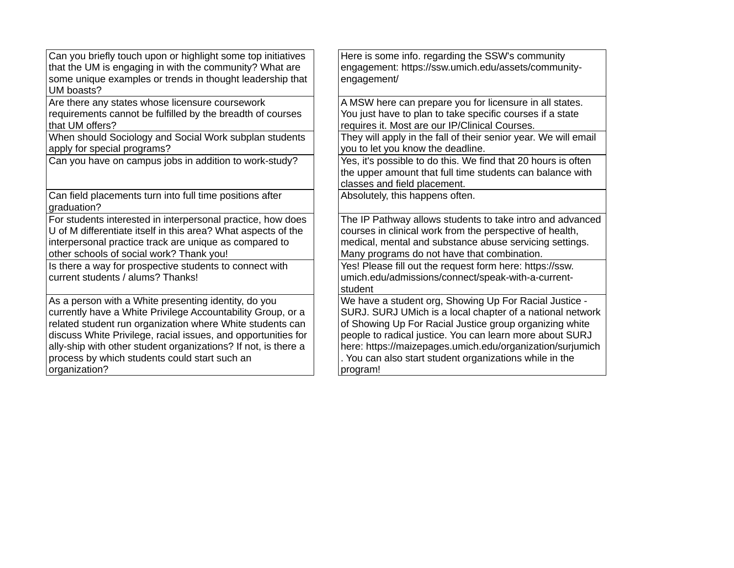| | |
|---|---|
| Can you briefly touch upon or highlight some top initiatives that the UM is engaging in with the community? What are some unique examples or trends in thought leadership that UM boasts? | Here is some info. regarding the SSW's community engagement: https://ssw.umich.edu/assets/community-engagement/ |
| Are there any states whose licensure coursework requirements cannot be fulfilled by the breadth of courses that UM offers? | A MSW here can prepare you for licensure in all states. You just have to plan to take specific courses if a state requires it. Most are our IP/Clinical Courses. |
| When should Sociology and Social Work subplan students apply for special programs? | They will apply in the fall of their senior year. We will email you to let you know the deadline. |
| Can you have on campus jobs in addition to work-study? | Yes, it's possible to do this. We find that 20 hours is often the upper amount that full time students can balance with classes and field placement. |
| Can field placements turn into full time positions after graduation? | Absolutely, this happens often. |
| For students interested in interpersonal practice, how does U of M differentiate itself in this area? What aspects of the interpersonal practice track are unique as compared to other schools of social work? Thank you! | The IP Pathway allows students to take intro and advanced courses in clinical work from the perspective of health, medical, mental and substance abuse servicing settings. Many programs do not have that combination. |
| Is there a way for prospective students to connect with current students / alums? Thanks! | Yes! Please fill out the request form here: https://ssw.umich.edu/admissions/connect/speak-with-a-current-student |
| As a person with a White presenting identity, do you currently have a White Privilege Accountability Group, or a related student run organization where White students can discuss White Privilege, racial issues, and opportunities for ally-ship with other student organizations? If not, is there a process by which students could start such an organization? | We have a student org, Showing Up For Racial Justice - SURJ. SURJ UMich is a local chapter of a national network of Showing Up For Racial Justice group organizing white people to radical justice. You can learn more about SURJ here: https://maizepages.umich.edu/organization/surjumich . You can also start student organizations while in the program! |